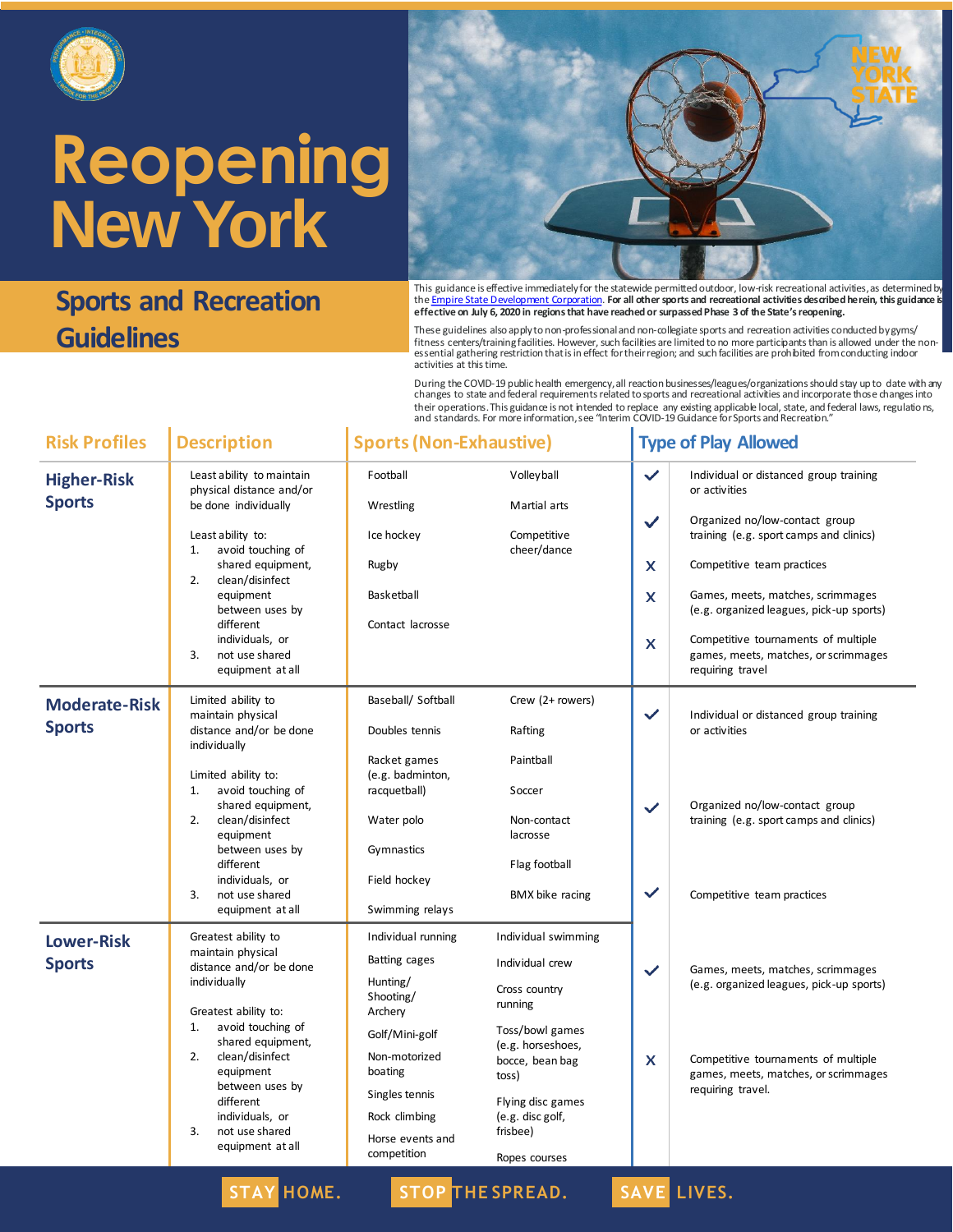# Reopening New York

## Sports and Recreation Guidelines

This guidance is effective immediately for the statewide permitted outdoor, low-risk recreational activities, as determined by the Empire State Development Corporation. **For all other sports and recreational activities described herein, this guidance is effective on July 6, 2020 in regions that have reached or surpassed Phase 3 of the State's reopening.**

These guidelines also apply to non-professional and non-collegiate sports and recreation activities conducted by gyms/fitness centers/training facilities. However, such facilities are limited to no more participants than is allowed under the non-essential gathering restriction that is in effect for their region; and such facilities are prohibited from conducting indoor activities at this time.

During the COVID-19 public health emergency, all reaction businesses/leagues/organizations should stay up to date with any changes to state and federal requirements related to sports and recreational activities and incorporate those changes into their operations. This guidance is not intended to replace any existing applicable local, state, and federal laws, regulations, and standards. For more information, see "Interim COVID-19 Guidance for Sports and Recreation."

| Risk Profiles | Description | Sports (Non-Exhaustive) |
|---|---|---|
| **Higher-Risk Sports** | Least ability to maintain physical distance and/or be done individually<br><br>Least ability to:<br>1. avoid touching of shared equipment,<br>2. clean/disinfect equipment between uses by different individuals, or<br>3. not use shared equipment at all | Football, Wrestling, Ice hockey, Rugby, Basketball, Contact lacrosse, Volleyball, Martial arts, Competitive cheer/dance |
| **Moderate-Risk Sports** | Limited ability to maintain physical distance and/or be done individually<br><br>Limited ability to:<br>1. avoid touching of shared equipment,<br>2. clean/disinfect equipment between uses by different individuals, or<br>3. not use shared equipment at all | Baseball/ Softball, Doubles tennis, Racket games (e.g. badminton, racquetball), Water polo, Gymnastics, Field hockey, Swimming relays, Crew (2+ rowers), Rafting, Paintball, Soccer, Non-contact lacrosse, Flag football, BMX bike racing |
| **Lower-Risk Sports** | Greatest ability to maintain physical distance and/or be done individually<br><br>Greatest ability to:<br>1. avoid touching of shared equipment,<br>2. clean/disinfect equipment between uses by different individuals, or<br>3. not use shared equipment at all | Individual running, Batting cages, Hunting/ Shooting/ Archery, Golf/Mini-golf, Non-motorized boating, Singles tennis, Rock climbing, Horse events and competition, Individual swimming, Individual crew, Cross country running, Toss/bowl games (e.g. horseshoes, bocce, bean bag toss), Flying disc games (e.g. disc golf, frisbee), Ropes courses |

### Type of Play Allowed

**Higher-Risk Sports:**

| Allowed | Type of Play |
|---|---|
| ✓ | Individual or distanced group training or activities |
| ✓ | Organized no/low-contact group training (e.g. sport camps and clinics) |
| X | Competitive team practices |
| X | Games, meets, matches, scrimmages (e.g. organized leagues, pick-up sports) |
| X | Competitive tournaments of multiple games, meets, matches, or scrimmages requiring travel |

**Moderate-Risk and Lower-Risk Sports:**

| Allowed | Type of Play |
|---|---|
| ✓ | Individual or distanced group training or activities |
| ✓ | Organized no/low-contact group training (e.g. sport camps and clinics) |
| ✓ | Competitive team practices |
| ✓ | Games, meets, matches, scrimmages (e.g. organized leagues, pick-up sports) |
| X | Competitive tournaments of multiple games, meets, matches, or scrimmages requiring travel. |

STAY HOME. STOP THE SPREAD. SAVE LIVES.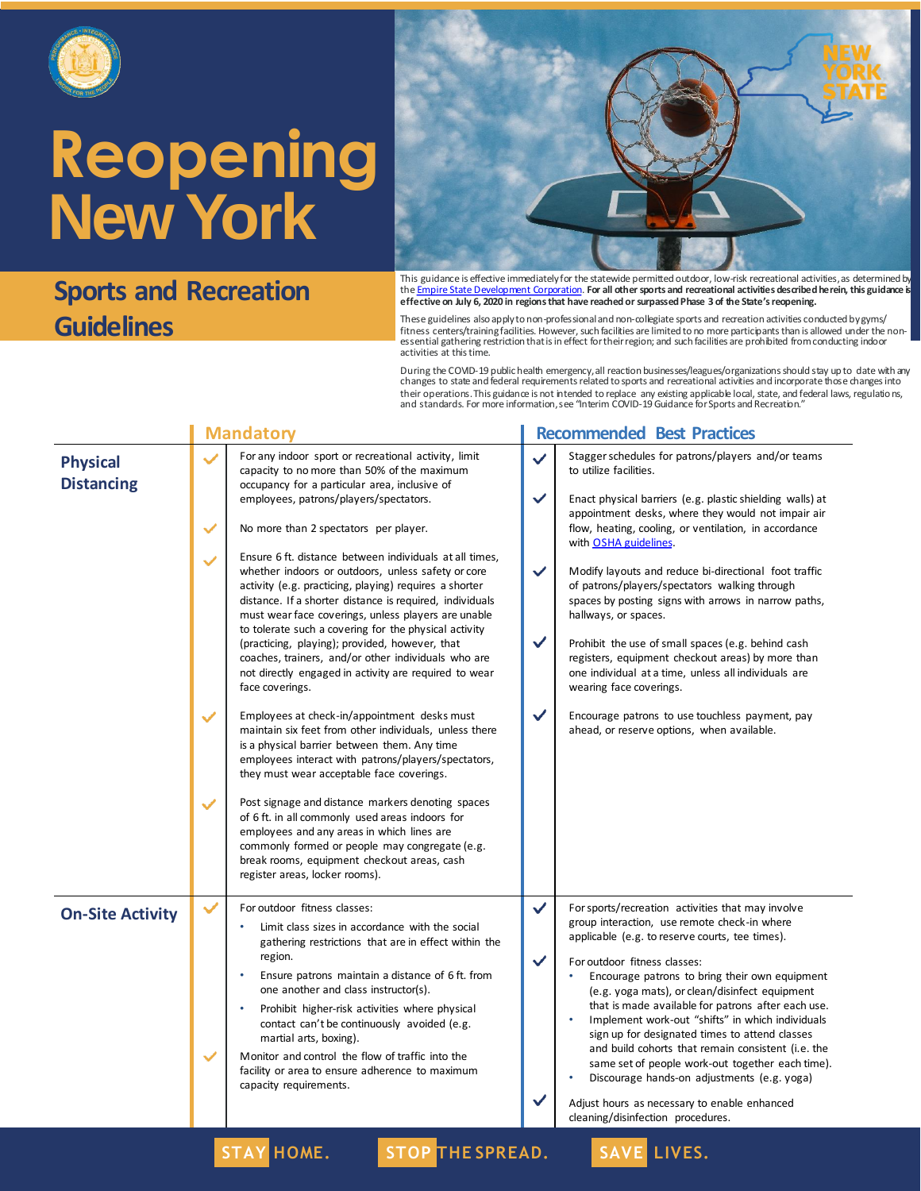# Reopening New York

## Sports and Recreation Guidelines

This guidance is effective immediately for the statewide permitted outdoor, low-risk recreational activities, as determined by the [Empire State Development Corporation](). **For all other sports and recreational activities described herein, this guidance is effective on July 6, 2020 in regions that have reached or surpassed Phase 3 of the State's reopening.**

These guidelines also apply to non-professional and non-collegiate sports and recreation activities conducted by gyms/fitness centers/training facilities. However, such facilities are limited to no more participants than is allowed under the non-essential gathering restriction that is in effect for their region; and such facilities are prohibited from conducting indoor activities at this time.

During the COVID-19 public health emergency, all reaction businesses/leagues/organizations should stay up to date with any changes to state and federal requirements related to sports and recreational activities and incorporate those changes into their operations. This guidance is not intended to replace any existing applicable local, state, and federal laws, regulations, and standards. For more information, see "Interim COVID-19 Guidance for Sports and Recreation."

| | Mandatory | Recommended Best Practices |
|---|---|---|
| **Physical Distancing** | ✓ For any indoor sport or recreational activity, limit capacity to no more than 50% of the maximum occupancy for a particular area, inclusive of employees, patrons/players/spectators.<br><br>✓ No more than 2 spectators per player.<br><br>✓ Ensure 6 ft. distance between individuals at all times, whether indoors or outdoors, unless safety or core activity (e.g. practicing, playing) requires a shorter distance. If a shorter distance is required, individuals must wear face coverings, unless players are unable to tolerate such a covering for the physical activity (practicing, playing); provided, however, that coaches, trainers, and/or other individuals who are not directly engaged in activity are required to wear face coverings.<br><br>✓ Employees at check-in/appointment desks must maintain six feet from other individuals, unless there is a physical barrier between them. Any time employees interact with patrons/players/spectators, they must wear acceptable face coverings.<br><br>✓ Post signage and distance markers denoting spaces of 6 ft. in all commonly used areas indoors for employees and any areas in which lines are commonly formed or people may congregate (e.g. break rooms, equipment checkout areas, cash register areas, locker rooms). | ✓ Stagger schedules for patrons/players and/or teams to utilize facilities.<br><br>✓ Enact physical barriers (e.g. plastic shielding walls) at appointment desks, where they would not impair air flow, heating, cooling, or ventilation, in accordance with [OSHA guidelines]().<br><br>✓ Modify layouts and reduce bi-directional foot traffic of patrons/players/spectators walking through spaces by posting signs with arrows in narrow paths, hallways, or spaces.<br><br>✓ Prohibit the use of small spaces (e.g. behind cash registers, equipment checkout areas) by more than one individual at a time, unless all individuals are wearing face coverings.<br><br>✓ Encourage patrons to use touchless payment, pay ahead, or reserve options, when available. |
| **On-Site Activity** | ✓ For outdoor fitness classes:<br>• Limit class sizes in accordance with the social gathering restrictions that are in effect within the region.<br>• Ensure patrons maintain a distance of 6 ft. from one another and class instructor(s).<br>• Prohibit higher-risk activities where physical contact can't be continuously avoided (e.g. martial arts, boxing).<br><br>✓ Monitor and control the flow of traffic into the facility or area to ensure adherence to maximum capacity requirements. | ✓ For sports/recreation activities that may involve group interaction, use remote check-in where applicable (e.g. to reserve courts, tee times).<br><br>✓ For outdoor fitness classes:<br>• Encourage patrons to bring their own equipment (e.g. yoga mats), or clean/disinfect equipment that is made available for patrons after each use.<br>• Implement work-out "shifts" in which individuals sign up for designated times to attend classes and build cohorts that remain consistent (i.e. the same set of people work-out together each time).<br>• Discourage hands-on adjustments (e.g. yoga)<br><br>✓ Adjust hours as necessary to enable enhanced cleaning/disinfection procedures. |

STAY HOME. STOP THE SPREAD. SAVE LIVES.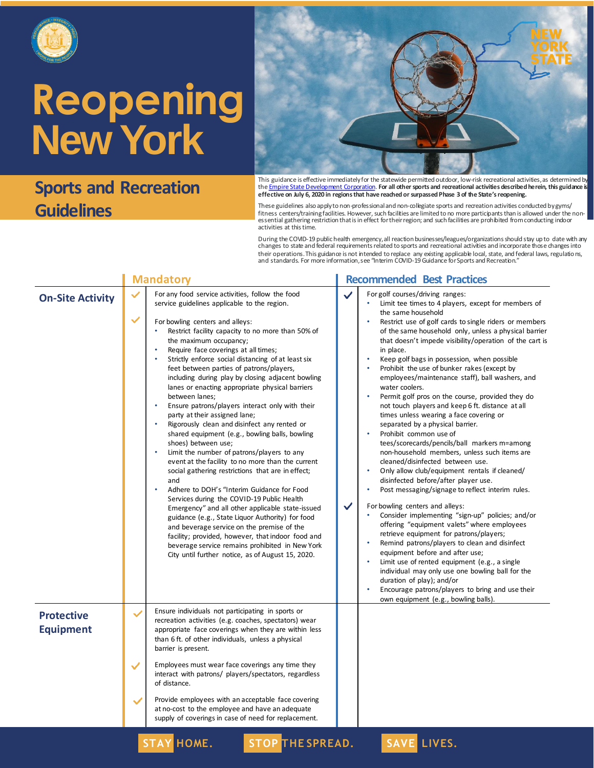# Reopening New York

## Sports and Recreation Guidelines

This guidance is effective immediately for the statewide permitted outdoor, low-risk recreational activities, as determined by the Empire State Development Corporation. **For all other sports and recreational activities described herein, this guidance is effective on July 6, 2020 in regions that have reached or surpassed Phase 3 of the State's reopening.**

These guidelines also apply to non-professional and non-collegiate sports and recreation activities conducted by gyms/fitness centers/training facilities. However, such facilities are limited to no more participants than is allowed under the non-essential gathering restriction that is in effect for their region; and such facilities are prohibited from conducting indoor activities at this time.

During the COVID-19 public health emergency, all reaction businesses/leagues/organizations should stay up to date with any changes to state and federal requirements related to sports and recreational activities and incorporate those changes into their operations. This guidance is not intended to replace any existing applicable local, state, and federal laws, regulations, and standards. For more information, see "Interim COVID-19 Guidance for Sports and Recreation."

| | Mandatory | Recommended Best Practices |
|---|---|---|
| **On-Site Activity** | ✓ For any food service activities, follow the food service guidelines applicable to the region.<br><br>✓ For bowling centers and alleys:<br>• Restrict facility capacity to no more than 50% of the maximum occupancy;<br>• Require face coverings at all times;<br>• Strictly enforce social distancing of at least six feet between parties of patrons/players, including during play by closing adjacent bowling lanes or enacting appropriate physical barriers between lanes;<br>• Ensure patrons/players interact only with their party at their assigned lane;<br>• Rigorously clean and disinfect any rented or shared equipment (e.g., bowling balls, bowling shoes) between use;<br>• Limit the number of patrons/players to any event at the facility to no more than the current social gathering restrictions that are in effect; and<br>• Adhere to DOH's "Interim Guidance for Food Services during the COVID-19 Public Health Emergency" and all other applicable state-issued guidance (e.g., State Liquor Authority) for food and beverage service on the premise of the facility; provided, however, that indoor food and beverage service remains prohibited in New York City until further notice, as of August 15, 2020. | ✓ For golf courses/driving ranges:<br>• Limit tee times to 4 players, except for members of the same household<br>• Restrict use of golf cards to single riders or members of the same household only, unless a physical barrier that doesn't impede visibility/operation of the cart is in place.<br>• Keep golf bags in possession, when possible<br>• Prohibit the use of bunker rakes (except by employees/maintenance staff), ball washers, and water coolers.<br>• Permit golf pros on the course, provided they do not touch players and keep 6 ft. distance at all times unless wearing a face covering or separated by a physical barrier.<br>• Prohibit common use of tees/scorecards/pencils/ball markers m=among non-household members, unless such items are cleaned/disinfected between use.<br>• Only allow club/equipment rentals if cleaned/disinfected before/after player use.<br>• Post messaging/signage to reflect interim rules.<br><br>✓ For bowling centers and alleys:<br>• Consider implementing "sign-up" policies; and/or offering "equipment valets" where employees retrieve equipment for patrons/players;<br>• Remind patrons/players to clean and disinfect equipment before and after use;<br>• Limit use of rented equipment (e.g., a single individual may only use one bowling ball for the duration of play); and/or<br>• Encourage patrons/players to bring and use their own equipment (e.g., bowling balls). |
| **Protective Equipment** | ✓ Ensure individuals not participating in sports or recreation activities (e.g. coaches, spectators) wear appropriate face coverings when they are within less than 6 ft. of other individuals, unless a physical barrier is present.<br><br>✓ Employees must wear face coverings any time they interact with patrons/ players/spectators, regardless of distance.<br><br>✓ Provide employees with an acceptable face covering at no-cost to the employee and have an adequate supply of coverings in case of need for replacement. | |

STAY HOME. STOP THE SPREAD. SAVE LIVES.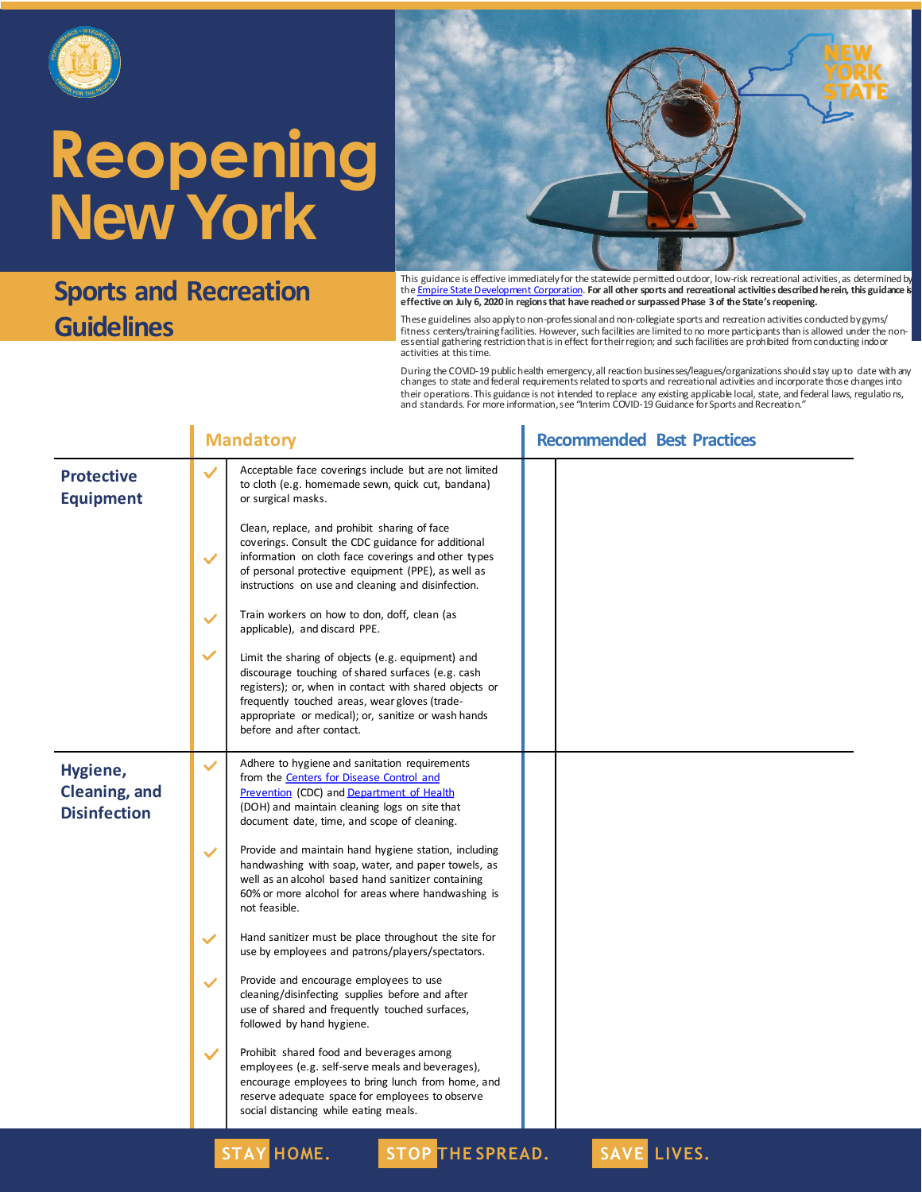# Reopening New York

## Sports and Recreation Guidelines

This guidance is effective immediately for the statewide permitted outdoor, low-risk recreational activities, as determined by the Empire State Development Corporation. **For all other sports and recreational activities described herein, this guidance is effective on July 6, 2020 in regions that have reached or surpassed Phase 3 of the State's reopening.**

These guidelines also apply to non-professional and non-collegiate sports and recreation activities conducted by gyms/fitness centers/training facilities. However, such facilities are limited to no more participants than is allowed under the non-essential gathering restriction that is in effect for their region; and such facilities are prohibited from conducting indoor activities at this time.

During the COVID-19 public health emergency, all reaction businesses/leagues/organizations should stay up to date with any changes to state and federal requirements related to sports and recreational activities and incorporate those changes into their operations. This guidance is not intended to replace any existing applicable local, state, and federal laws, regulations, and standards. For more information, see "Interim COVID-19 Guidance for Sports and Recreation."

| | Mandatory | Recommended Best Practices |
|---|---|---|
| **Protective Equipment** | ✓ Acceptable face coverings include but are not limited to cloth (e.g. homemade sewn, quick cut, bandana) or surgical masks.<br><br>✓ Clean, replace, and prohibit sharing of face coverings. Consult the CDC guidance for additional information on cloth face coverings and other types of personal protective equipment (PPE), as well as instructions on use and cleaning and disinfection.<br><br>✓ Train workers on how to don, doff, clean (as applicable), and discard PPE.<br><br>✓ Limit the sharing of objects (e.g. equipment) and discourage touching of shared surfaces (e.g. cash registers); or, when in contact with shared objects or frequently touched areas, wear gloves (trade-appropriate or medical); or, sanitize or wash hands before and after contact. | |
| **Hygiene, Cleaning, and Disinfection** | ✓ Adhere to hygiene and sanitation requirements from the Centers for Disease Control and Prevention (CDC) and Department of Health (DOH) and maintain cleaning logs on site that document date, time, and scope of cleaning.<br><br>✓ Provide and maintain hand hygiene station, including handwashing with soap, water, and paper towels, as well as an alcohol based hand sanitizer containing 60% or more alcohol for areas where handwashing is not feasible.<br><br>✓ Hand sanitizer must be place throughout the site for use by employees and patrons/players/spectators.<br><br>✓ Provide and encourage employees to use cleaning/disinfecting supplies before and after use of shared and frequently touched surfaces, followed by hand hygiene.<br><br>✓ Prohibit shared food and beverages among employees (e.g. self-serve meals and beverages), encourage employees to bring lunch from home, and reserve adequate space for employees to observe social distancing while eating meals. | |

STAY HOME. STOP THE SPREAD. SAVE LIVES.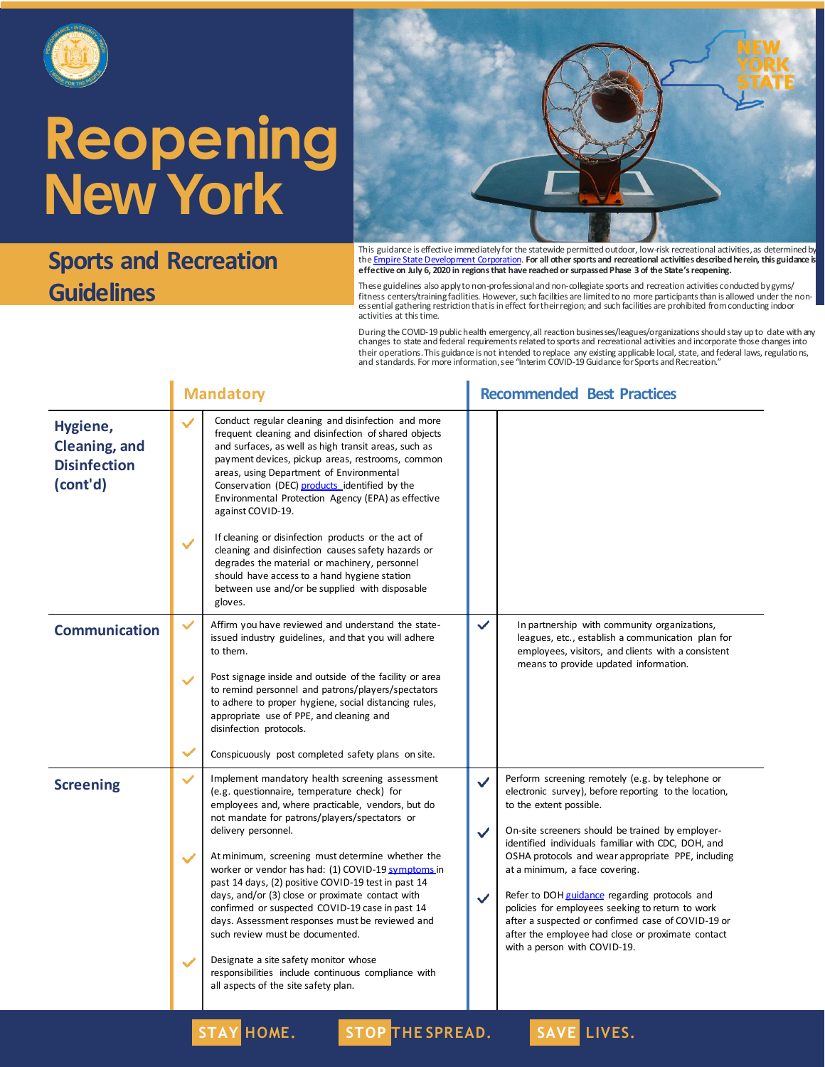# Reopening New York

## Sports and Recreation Guidelines

This guidance is effective immediately for the statewide permitted outdoor, low-risk recreational activities, as determined by the Empire State Development Corporation. **For all other sports and recreational activities described herein, this guidance is effective on July 6, 2020 in regions that have reached or surpassed Phase 3 of the State's reopening.**

These guidelines also apply to non-professional and non-collegiate sports and recreation activities conducted by gyms/fitness centers/training facilities. However, such facilities are limited to no more participants than is allowed under the non-essential gathering restriction that is in effect for their region; and such facilities are prohibited from conducting indoor activities at this time.

During the COVID-19 public health emergency, all reaction businesses/leagues/organizations should stay up to date with any changes to state and federal requirements related to sports and recreational activities and incorporate those changes into their operations. This guidance is not intended to replace any existing applicable local, state, and federal laws, regulations, and standards. For more information, see "Interim COVID-19 Guidance for Sports and Recreation."

| | Mandatory | Recommended Best Practices |
|---|---|---|
| **Hygiene, Cleaning, and Disinfection (cont'd)** | ✓ Conduct regular cleaning and disinfection and more frequent cleaning and disinfection of shared objects and surfaces, as well as high transit areas, such as payment devices, pickup areas, restrooms, common areas, using Department of Environmental Conservation (DEC) products identified by the Environmental Protection Agency (EPA) as effective against COVID-19.<br><br>✓ If cleaning or disinfection products or the act of cleaning and disinfection causes safety hazards or degrades the material or machinery, personnel should have access to a hand hygiene station between use and/or be supplied with disposable gloves. | |
| **Communication** | ✓ Affirm you have reviewed and understand the state-issued industry guidelines, and that you will adhere to them.<br><br>✓ Post signage inside and outside of the facility or area to remind personnel and patrons/players/spectators to adhere to proper hygiene, social distancing rules, appropriate use of PPE, and cleaning and disinfection protocols.<br><br>✓ Conspicuously post completed safety plans on site. | ✓ In partnership with community organizations, leagues, etc., establish a communication plan for employees, visitors, and clients with a consistent means to provide updated information. |
| **Screening** | ✓ Implement mandatory health screening assessment (e.g. questionnaire, temperature check) for employees and, where practicable, vendors, but do not mandate for patrons/players/spectators or delivery personnel.<br><br>✓ At minimum, screening must determine whether the worker or vendor has had: (1) COVID-19 symptoms in past 14 days, (2) positive COVID-19 test in past 14 days, and/or (3) close or proximate contact with confirmed or suspected COVID-19 case in past 14 days. Assessment responses must be reviewed and such review must be documented.<br><br>✓ Designate a site safety monitor whose responsibilities include continuous compliance with all aspects of the site safety plan. | ✓ Perform screening remotely (e.g. by telephone or electronic survey), before reporting to the location, to the extent possible.<br><br>✓ On-site screeners should be trained by employer-identified individuals familiar with CDC, DOH, and OSHA protocols and wear appropriate PPE, including at a minimum, a face covering.<br><br>✓ Refer to DOH guidance regarding protocols and policies for employees seeking to return to work after a suspected or confirmed case of COVID-19 or after the employee had close or proximate contact with a person with COVID-19. |

STAY HOME. STOP THE SPREAD. SAVE LIVES.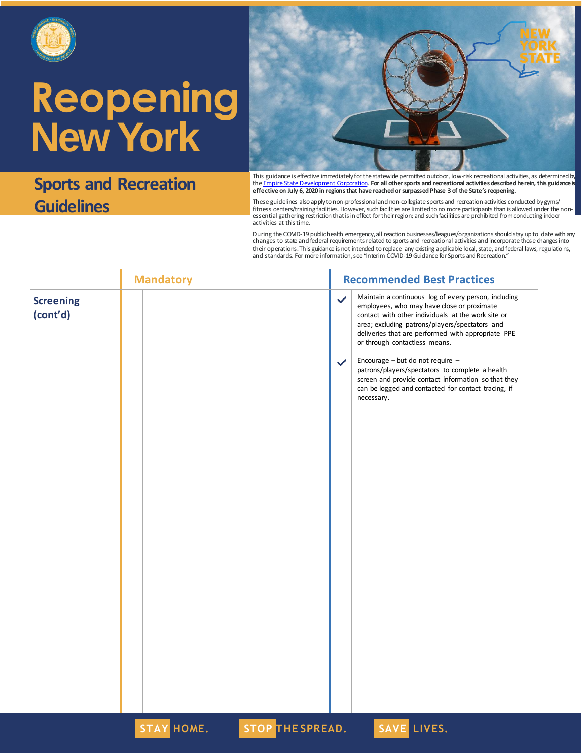# Reopening New York

## Sports and Recreation Guidelines

This guidance is effective immediately for the statewide permitted outdoor, low-risk recreational activities, as determined by the Empire State Development Corporation. **For all other sports and recreational activities described herein, this guidance is effective on July 6, 2020 in regions that have reached or surpassed Phase 3 of the State's reopening.**

These guidelines also apply to non-professional and non-collegiate sports and recreation activities conducted by gyms/fitness centers/training facilities. However, such facilities are limited to no more participants than is allowed under the non-essential gathering restriction that is in effect for their region; and such facilities are prohibited from conducting indoor activities at this time.

During the COVID-19 public health emergency, all reaction businesses/leagues/organizations should stay up to date with any changes to state and federal requirements related to sports and recreational activities and incorporate those changes into their operations. This guidance is not intended to replace any existing applicable local, state, and federal laws, regulations, and standards. For more information, see "Interim COVID-19 Guidance for Sports and Recreation."

| | Mandatory | Recommended Best Practices |
|---|---|---|
| **Screening (cont'd)** | | ✓ Maintain a continuous log of every person, including employees, who may have close or proximate contact with other individuals at the work site or area; excluding patrons/players/spectators and deliveries that are performed with appropriate PPE or through contactless means.<br><br>✓ Encourage – but do not require – patrons/players/spectators to complete a health screen and provide contact information so that they can be logged and contacted for contact tracing, if necessary. |

STAY HOME. STOP THE SPREAD. SAVE LIVES.